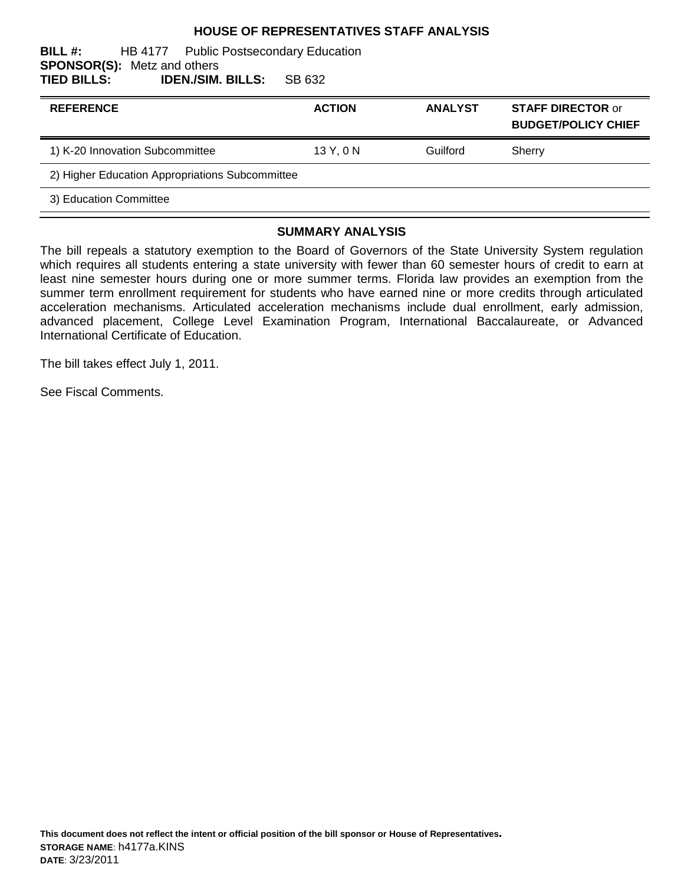# HOUSE OF REPRESENTATIVES STAFF ANALYSIS

**BILL #:** HB 4177 Public Postsecondary Education
**SPONSOR(S):** Metz and others
**TIED BILLS:** **IDEN./SIM. BILLS:** SB 632

| REFERENCE | ACTION | ANALYST | STAFF DIRECTOR or BUDGET/POLICY CHIEF |
|---|---|---|---|
| 1) K-20 Innovation Subcommittee | 13 Y, 0 N | Guilford | Sherry |
| 2) Higher Education Appropriations Subcommittee | | | |
| 3) Education Committee | | | |

## SUMMARY ANALYSIS

The bill repeals a statutory exemption to the Board of Governors of the State University System regulation which requires all students entering a state university with fewer than 60 semester hours of credit to earn at least nine semester hours during one or more summer terms. Florida law provides an exemption from the summer term enrollment requirement for students who have earned nine or more credits through articulated acceleration mechanisms. Articulated acceleration mechanisms include dual enrollment, early admission, advanced placement, College Level Examination Program, International Baccalaureate, or Advanced International Certificate of Education.

The bill takes effect July 1, 2011.

See Fiscal Comments.

**This document does not reflect the intent or official position of the bill sponsor or House of Representatives.**
**STORAGE NAME**: h4177a.KINS
**DATE**: 3/23/2011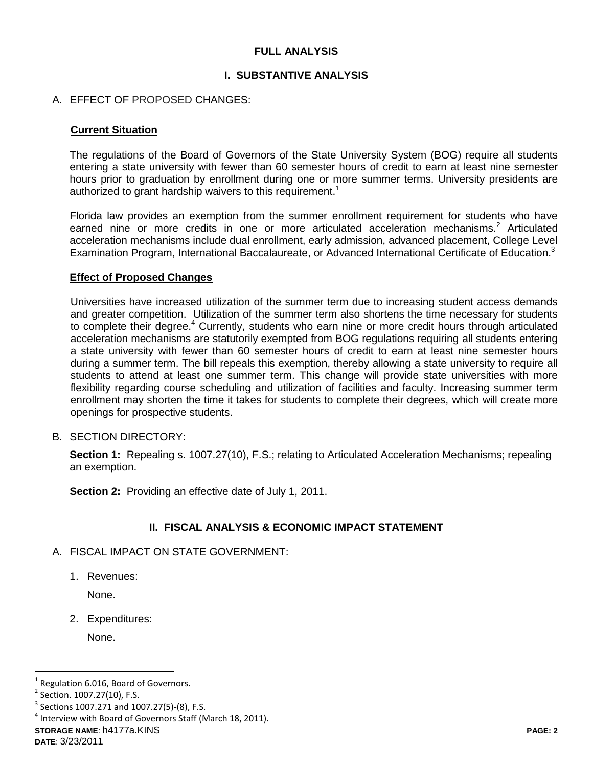## FULL ANALYSIS

## I. SUBSTANTIVE ANALYSIS

A. EFFECT OF PROPOSED CHANGES:

**Current Situation**

The regulations of the Board of Governors of the State University System (BOG) require all students entering a state university with fewer than 60 semester hours of credit to earn at least nine semester hours prior to graduation by enrollment during one or more summer terms. University presidents are authorized to grant hardship waivers to this requirement.[1]

Florida law provides an exemption from the summer enrollment requirement for students who have earned nine or more credits in one or more articulated acceleration mechanisms.[2] Articulated acceleration mechanisms include dual enrollment, early admission, advanced placement, College Level Examination Program, International Baccalaureate, or Advanced International Certificate of Education.[3]

**Effect of Proposed Changes**

Universities have increased utilization of the summer term due to increasing student access demands and greater competition. Utilization of the summer term also shortens the time necessary for students to complete their degree.[4] Currently, students who earn nine or more credit hours through articulated acceleration mechanisms are statutorily exempted from BOG regulations requiring all students entering a state university with fewer than 60 semester hours of credit to earn at least nine semester hours during a summer term. The bill repeals this exemption, thereby allowing a state university to require all students to attend at least one summer term. This change will provide state universities with more flexibility regarding course scheduling and utilization of facilities and faculty. Increasing summer term enrollment may shorten the time it takes for students to complete their degrees, which will create more openings for prospective students.

B. SECTION DIRECTORY:

**Section 1:** Repealing s. 1007.27(10), F.S.; relating to Articulated Acceleration Mechanisms; repealing an exemption.

**Section 2:** Providing an effective date of July 1, 2011.

## II. FISCAL ANALYSIS & ECONOMIC IMPACT STATEMENT

A. FISCAL IMPACT ON STATE GOVERNMENT:

1. Revenues:

   None.

2. Expenditures:

   None.

---

[1] Regulation 6.016, Board of Governors.

[2] Section. 1007.27(10), F.S.

[3] Sections 1007.271 and 1007.27(5)-(8), F.S.

[4] Interview with Board of Governors Staff (March 18, 2011).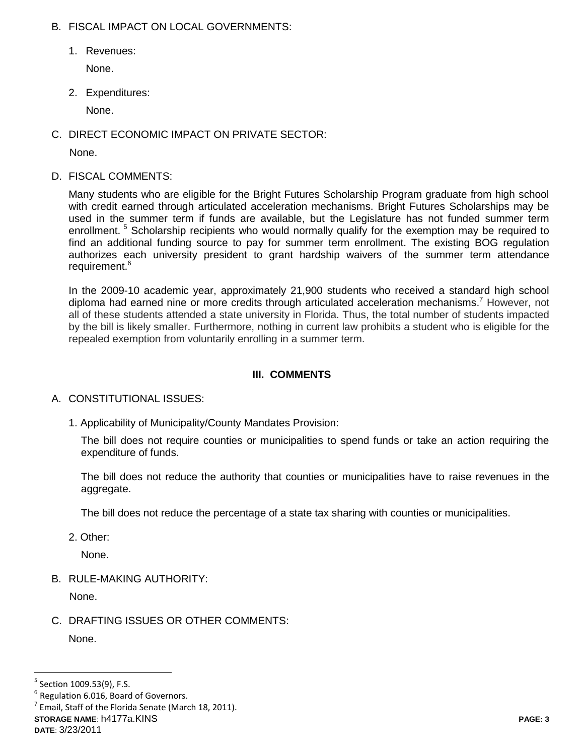B. FISCAL IMPACT ON LOCAL GOVERNMENTS:

1. Revenues:

   None.

2. Expenditures:

   None.

C. DIRECT ECONOMIC IMPACT ON PRIVATE SECTOR:

None.

D. FISCAL COMMENTS:

Many students who are eligible for the Bright Futures Scholarship Program graduate from high school with credit earned through articulated acceleration mechanisms. Bright Futures Scholarships may be used in the summer term if funds are available, but the Legislature has not funded summer term enrollment.[5] Scholarship recipients who would normally qualify for the exemption may be required to find an additional funding source to pay for summer term enrollment. The existing BOG regulation authorizes each university president to grant hardship waivers of the summer term attendance requirement.[6]

In the 2009-10 academic year, approximately 21,900 students who received a standard high school diploma had earned nine or more credits through articulated acceleration mechanisms.[7] However, not all of these students attended a state university in Florida. Thus, the total number of students impacted by the bill is likely smaller. Furthermore, nothing in current law prohibits a student who is eligible for the repealed exemption from voluntarily enrolling in a summer term.

## III. COMMENTS

A. CONSTITUTIONAL ISSUES:

1. Applicability of Municipality/County Mandates Provision:

   The bill does not require counties or municipalities to spend funds or take an action requiring the expenditure of funds.

   The bill does not reduce the authority that counties or municipalities have to raise revenues in the aggregate.

   The bill does not reduce the percentage of a state tax sharing with counties or municipalities.

2. Other:

   None.

B. RULE-MAKING AUTHORITY:

None.

C. DRAFTING ISSUES OR OTHER COMMENTS:

None.

---

[5] Section 1009.53(9), F.S.

[6] Regulation 6.016, Board of Governors.

[7] Email, Staff of the Florida Senate (March 18, 2011).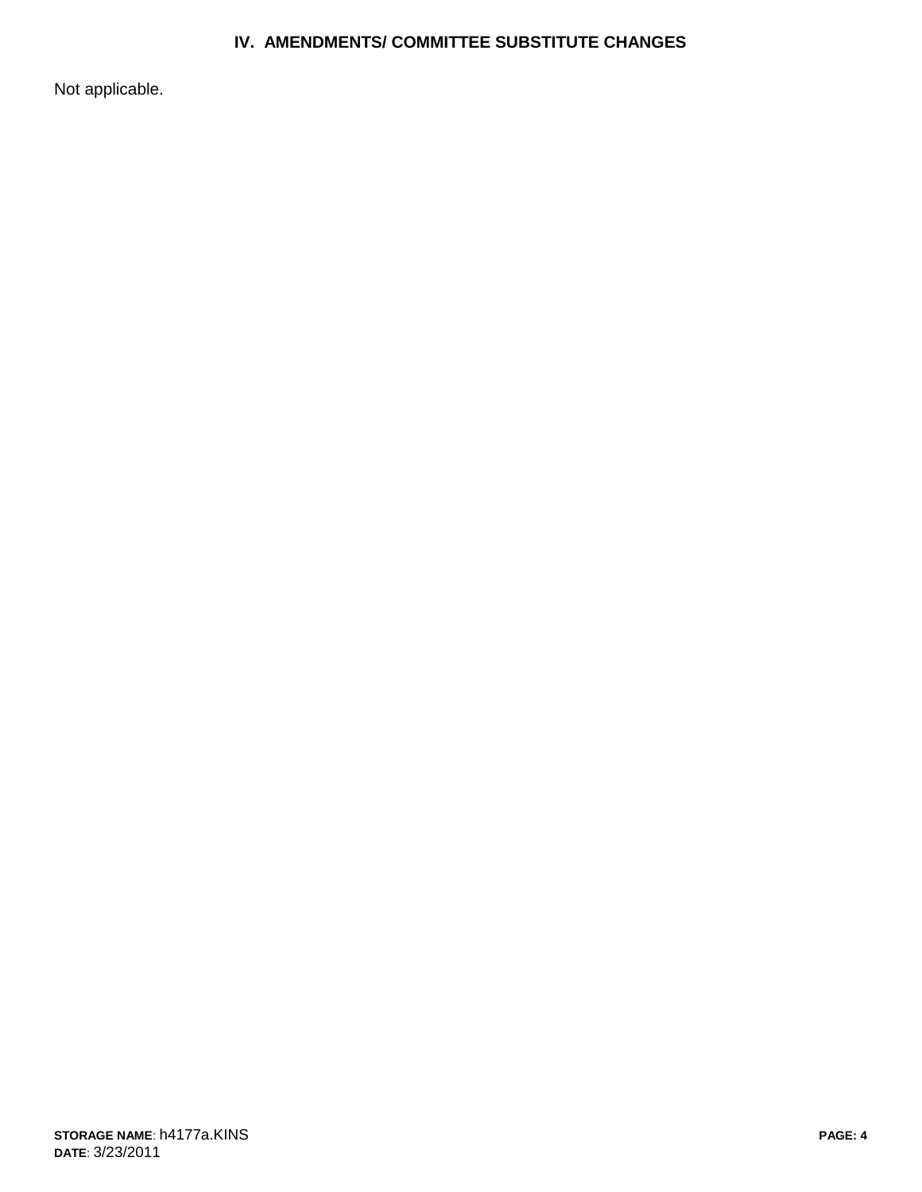## IV. AMENDMENTS/ COMMITTEE SUBSTITUTE CHANGES

Not applicable.